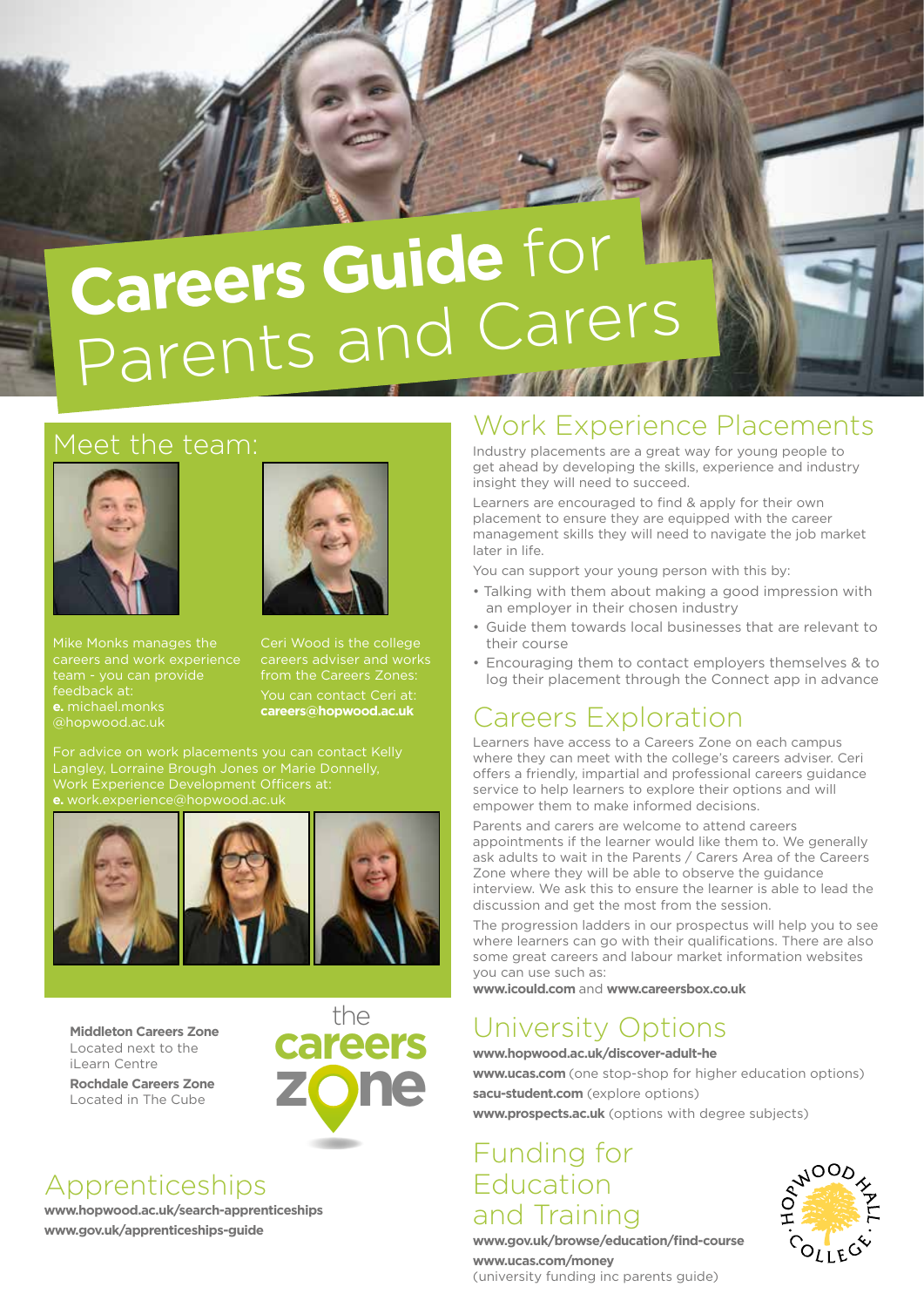# Careers Guide for Parents and Carers

## Meet the team:

Mike Monks manages the careers and work experience team - you can provide feedback at:
**e.** michael.monks@hopwood.ac.uk

Ceri Wood is the college careers adviser and works from the Careers Zones:
You can contact Ceri at: **careers@hopwood.ac.uk**

For advice on work placements you can contact Kelly Langley, Lorraine Brough Jones or Marie Donnelly, Work Experience Development Officers at:
**e.** work.experience@hopwood.ac.uk

**Middleton Careers Zone**
Located next to the iLearn Centre

**Rochdale Careers Zone**
Located in The Cube

the careers zone

## Apprenticeships

**www.hopwood.ac.uk/search-apprenticeships**
**www.gov.uk/apprenticeships-guide**

## Work Experience Placements

Industry placements are a great way for young people to get ahead by developing the skills, experience and industry insight they will need to succeed.

Learners are encouraged to find & apply for their own placement to ensure they are equipped with the career management skills they will need to navigate the job market later in life.

You can support your young person with this by:

- Talking with them about making a good impression with an employer in their chosen industry
- Guide them towards local businesses that are relevant to their course
- Encouraging them to contact employers themselves & to log their placement through the Connect app in advance

## Careers Exploration

Learners have access to a Careers Zone on each campus where they can meet with the college's careers adviser. Ceri offers a friendly, impartial and professional careers guidance service to help learners to explore their options and will empower them to make informed decisions.

Parents and carers are welcome to attend careers appointments if the learner would like them to. We generally ask adults to wait in the Parents / Carers Area of the Careers Zone where they will be able to observe the guidance interview. We ask this to ensure the learner is able to lead the discussion and get the most from the session.

The progression ladders in our prospectus will help you to see where learners can go with their qualifications. There are also some great careers and labour market information websites you can use such as:
**www.icould.com** and **www.careersbox.co.uk**

## University Options

**www.hopwood.ac.uk/discover-adult-he**
**www.ucas.com** (one stop-shop for higher education options)
**sacu-student.com** (explore options)
**www.prospects.ac.uk** (options with degree subjects)

## Funding for Education and Training

**www.gov.uk/browse/education/find-course**
**www.ucas.com/money**
(university funding inc parents guide)

Hopwood Hall College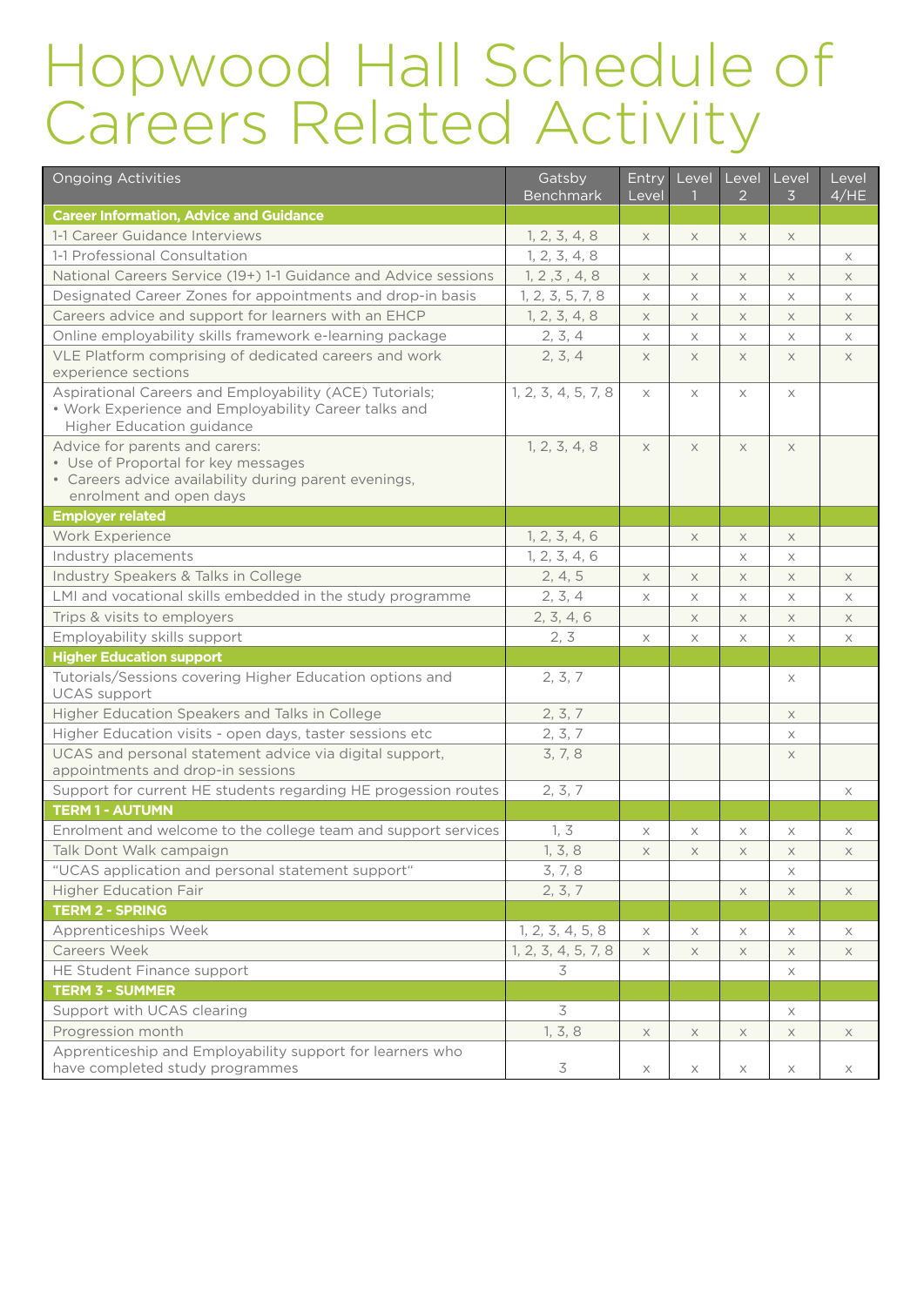# Hopwood Hall Schedule of Careers Related Activity

| Ongoing Activities | Gatsby Benchmark | Entry Level | Level 1 | Level 2 | Level 3 | Level 4/HE |
|---|---|---|---|---|---|---|
| **Career Information, Advice and Guidance** | | | | | | |
| 1-1 Career Guidance Interviews | 1, 2, 3, 4, 8 | x | x | x | x | |
| 1-1 Professional Consultation | 1, 2, 3, 4, 8 | | | | | x |
| National Careers Service (19+) 1-1 Guidance and Advice sessions | 1, 2 ,3 , 4, 8 | x | x | x | x | x |
| Designated Career Zones for appointments and drop-in basis | 1, 2, 3, 5, 7, 8 | x | x | x | x | x |
| Careers advice and support for learners with an EHCP | 1, 2, 3, 4, 8 | x | x | x | x | x |
| Online employability skills framework e-learning package | 2, 3, 4 | x | x | x | x | x |
| VLE Platform comprising of dedicated careers and work experience sections | 2, 3, 4 | x | x | x | x | x |
| Aspirational Careers and Employability (ACE) Tutorials; • Work Experience and Employability Career talks and Higher Education guidance | 1, 2, 3, 4, 5, 7, 8 | x | x | x | x | |
| Advice for parents and carers: • Use of Proportal for key messages • Careers advice availability during parent evenings, enrolment and open days | 1, 2, 3, 4, 8 | x | x | x | x | |
| **Employer related** | | | | | | |
| Work Experience | 1, 2, 3, 4, 6 | | x | x | x | |
| Industry placements | 1, 2, 3, 4, 6 | | | x | x | |
| Industry Speakers & Talks in College | 2, 4, 5 | x | x | x | x | x |
| LMI and vocational skills embedded in the study programme | 2, 3, 4 | x | x | x | x | x |
| Trips & visits to employers | 2, 3, 4, 6 | | x | x | x | x |
| Employability skills support | 2, 3 | x | x | x | x | x |
| **Higher Education support** | | | | | | |
| Tutorials/Sessions covering Higher Education options and UCAS support | 2, 3, 7 | | | | x | |
| Higher Education Speakers and Talks in College | 2, 3, 7 | | | | x | |
| Higher Education visits - open days, taster sessions etc | 2, 3, 7 | | | | x | |
| UCAS and personal statement advice via digital support, appointments and drop-in sessions | 3, 7, 8 | | | | x | |
| Support for current HE students regarding HE progession routes | 2, 3, 7 | | | | | x |
| **TERM 1 - AUTUMN** | | | | | | |
| Enrolment and welcome to the college team and support services | 1, 3 | x | x | x | x | x |
| Talk Dont Walk campaign | 1, 3, 8 | x | x | x | x | x |
| "UCAS application and personal statement support" | 3, 7, 8 | | | | x | |
| Higher Education Fair | 2, 3, 7 | | | x | x | x |
| **TERM 2 - SPRING** | | | | | | |
| Apprenticeships Week | 1, 2, 3, 4, 5, 8 | x | x | x | x | x |
| Careers Week | 1, 2, 3, 4, 5, 7, 8 | x | x | x | x | x |
| HE Student Finance support | 3 | | | | x | |
| **TERM 3 - SUMMER** | | | | | | |
| Support with UCAS clearing | 3 | | | | x | |
| Progression month | 1, 3, 8 | x | x | x | x | x |
| Apprenticeship and Employability support for learners who have completed study programmes | 3 | x | x | x | x | x |